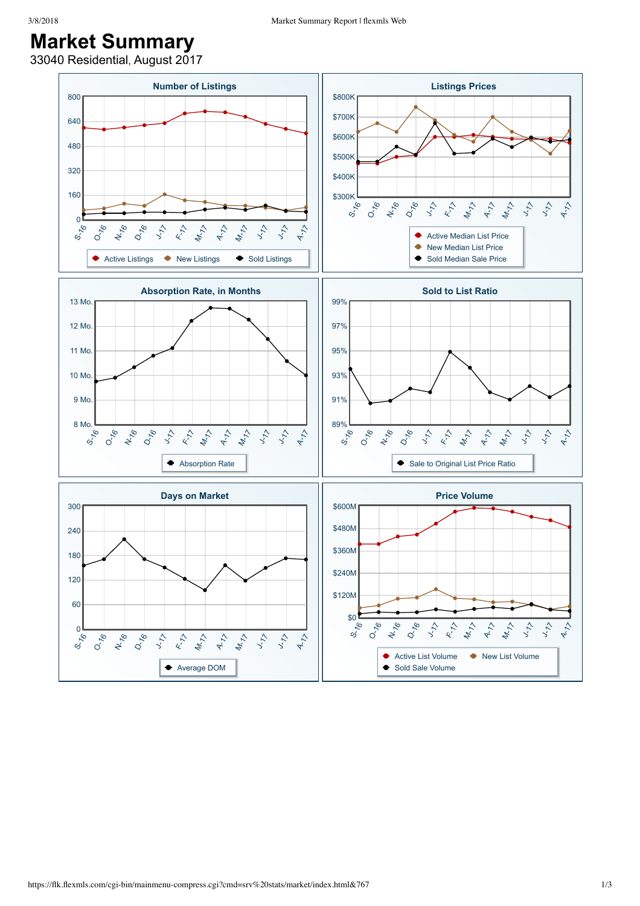# Market Summary

33040 Residential, August 2017

## Number of Listings

800, 640, 480, 320, 160, 0

S-16, O-16, N-16, D-16, J-17, F-17, M-17, A-17, M-17, J-17, J-17, A-17

Active Listings | New Listings | Sold Listings

## Listings Prices

$800K, $700K, $600K, $500K, $400K, $300K

S-16, O-16, N-16, D-16, J-17, F-17, M-17, A-17, M-17, J-17, J-17, A-17

Active Median List Price | New Median List Price | Sold Median Sale Price

## Absorption Rate, in Months

13 Mo., 12 Mo., 11 Mo., 10 Mo., 9 Mo., 8 Mo.

S-16, O-16, N-16, D-16, J-17, F-17, M-17, A-17, M-17, J-17, J-17, A-17

Absorption Rate

## Sold to List Ratio

99%, 97%, 95%, 93%, 91%, 89%

S-16, O-16, N-16, D-16, J-17, F-17, M-17, A-17, M-17, J-17, J-17, A-17

Sale to Original List Price Ratio

## Days on Market

300, 240, 180, 120, 60, 0

S-16, O-16, N-16, D-16, J-17, F-17, M-17, A-17, M-17, J-17, J-17, A-17

Average DOM

## Price Volume

$600M, $480M, $360M, $240M, $120M, $0

S-16, O-16, N-16, D-16, J-17, F-17, M-17, A-17, M-17, J-17, J-17, A-17

Active List Volume | New List Volume | Sold Sale Volume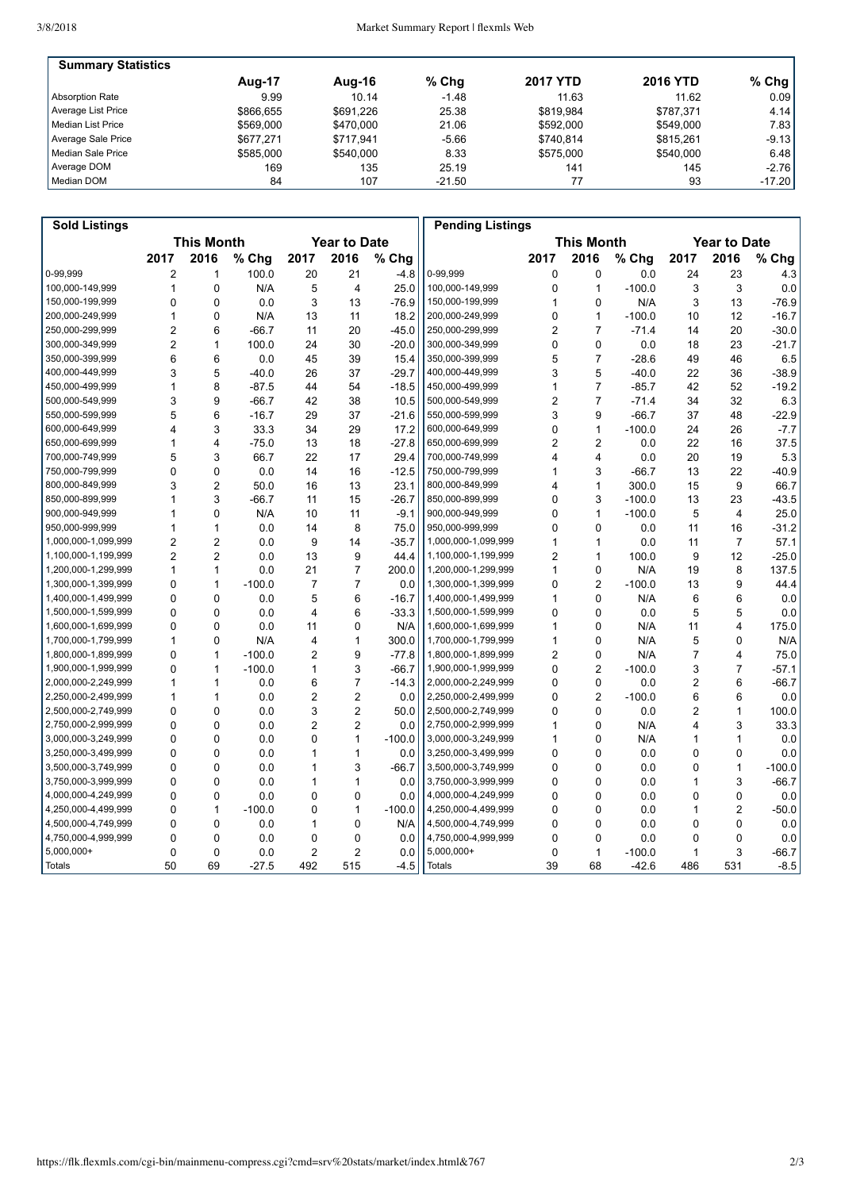## Summary Statistics

| | Aug-17 | Aug-16 | % Chg | 2017 YTD | 2016 YTD | % Chg |
|---|---|---|---|---|---|---|
| Absorption Rate | 9.99 | 10.14 | -1.48 | 11.63 | 11.62 | 0.09 |
| Average List Price | $866,655 | $691,226 | 25.38 | $819,984 | $787,371 | 4.14 |
| Median List Price | $569,000 | $470,000 | 21.06 | $592,000 | $549,000 | 7.83 |
| Average Sale Price | $677,271 | $717,941 | -5.66 | $740,814 | $815,261 | -9.13 |
| Median Sale Price | $585,000 | $540,000 | 8.33 | $575,000 | $540,000 | 6.48 |
| Average DOM | 169 | 135 | 25.19 | 141 | 145 | -2.76 |
| Median DOM | 84 | 107 | -21.50 | 77 | 93 | -17.20 |

## Sold Listings

| | This Month | | | Year to Date | | |
|---|---|---|---|---|---|---|
| | 2017 | 2016 | % Chg | 2017 | 2016 | % Chg |
| 0-99,999 | 2 | 1 | 100.0 | 20 | 21 | -4.8 |
| 100,000-149,999 | 1 | 0 | N/A | 5 | 4 | 25.0 |
| 150,000-199,999 | 0 | 0 | 0.0 | 3 | 13 | -76.9 |
| 200,000-249,999 | 1 | 0 | N/A | 13 | 11 | 18.2 |
| 250,000-299,999 | 2 | 6 | -66.7 | 11 | 20 | -45.0 |
| 300,000-349,999 | 2 | 1 | 100.0 | 24 | 30 | -20.0 |
| 350,000-399,999 | 6 | 6 | 0.0 | 45 | 39 | 15.4 |
| 400,000-449,999 | 3 | 5 | -40.0 | 26 | 37 | -29.7 |
| 450,000-499,999 | 1 | 8 | -87.5 | 44 | 54 | -18.5 |
| 500,000-549,999 | 3 | 9 | -66.7 | 42 | 38 | 10.5 |
| 550,000-599,999 | 5 | 6 | -16.7 | 29 | 37 | -21.6 |
| 600,000-649,999 | 4 | 3 | 33.3 | 34 | 29 | 17.2 |
| 650,000-699,999 | 1 | 4 | -75.0 | 13 | 18 | -27.8 |
| 700,000-749,999 | 5 | 3 | 66.7 | 22 | 17 | 29.4 |
| 750,000-799,999 | 0 | 0 | 0.0 | 14 | 16 | -12.5 |
| 800,000-849,999 | 3 | 2 | 50.0 | 16 | 13 | 23.1 |
| 850,000-899,999 | 1 | 3 | -66.7 | 11 | 15 | -26.7 |
| 900,000-949,999 | 1 | 0 | N/A | 10 | 11 | -9.1 |
| 950,000-999,999 | 1 | 1 | 0.0 | 14 | 8 | 75.0 |
| 1,000,000-1,099,999 | 2 | 2 | 0.0 | 9 | 14 | -35.7 |
| 1,100,000-1,199,999 | 2 | 2 | 0.0 | 13 | 9 | 44.4 |
| 1,200,000-1,299,999 | 1 | 1 | 0.0 | 21 | 7 | 200.0 |
| 1,300,000-1,399,999 | 0 | 1 | -100.0 | 7 | 7 | 0.0 |
| 1,400,000-1,499,999 | 0 | 0 | 0.0 | 5 | 6 | -16.7 |
| 1,500,000-1,599,999 | 0 | 0 | 0.0 | 4 | 6 | -33.3 |
| 1,600,000-1,699,999 | 0 | 0 | 0.0 | 11 | 0 | N/A |
| 1,700,000-1,799,999 | 1 | 0 | N/A | 4 | 1 | 300.0 |
| 1,800,000-1,899,999 | 0 | 1 | -100.0 | 2 | 9 | -77.8 |
| 1,900,000-1,999,999 | 0 | 1 | -100.0 | 1 | 3 | -66.7 |
| 2,000,000-2,249,999 | 1 | 1 | 0.0 | 6 | 7 | -14.3 |
| 2,250,000-2,499,999 | 1 | 1 | 0.0 | 2 | 2 | 0.0 |
| 2,500,000-2,749,999 | 0 | 0 | 0.0 | 3 | 2 | 50.0 |
| 2,750,000-2,999,999 | 0 | 0 | 0.0 | 2 | 2 | 0.0 |
| 3,000,000-3,249,999 | 0 | 0 | 0.0 | 0 | 1 | -100.0 |
| 3,250,000-3,499,999 | 0 | 0 | 0.0 | 1 | 1 | 0.0 |
| 3,500,000-3,749,999 | 0 | 0 | 0.0 | 1 | 3 | -66.7 |
| 3,750,000-3,999,999 | 0 | 0 | 0.0 | 1 | 1 | 0.0 |
| 4,000,000-4,249,999 | 0 | 0 | 0.0 | 0 | 0 | 0.0 |
| 4,250,000-4,499,999 | 0 | 1 | -100.0 | 0 | 1 | -100.0 |
| 4,500,000-4,749,999 | 0 | 0 | 0.0 | 1 | 0 | N/A |
| 4,750,000-4,999,999 | 0 | 0 | 0.0 | 0 | 0 | 0.0 |
| 5,000,000+ | 0 | 0 | 0.0 | 2 | 2 | 0.0 |
| Totals | 50 | 69 | -27.5 | 492 | 515 | -4.5 |

## Pending Listings

| | This Month | | | Year to Date | | |
|---|---|---|---|---|---|---|
| | 2017 | 2016 | % Chg | 2017 | 2016 | % Chg |
| 0-99,999 | 0 | 0 | 0.0 | 24 | 23 | 4.3 |
| 100,000-149,999 | 0 | 1 | -100.0 | 3 | 3 | 0.0 |
| 150,000-199,999 | 1 | 0 | N/A | 3 | 13 | -76.9 |
| 200,000-249,999 | 0 | 1 | -100.0 | 10 | 12 | -16.7 |
| 250,000-299,999 | 2 | 7 | -71.4 | 14 | 20 | -30.0 |
| 300,000-349,999 | 0 | 0 | 0.0 | 18 | 23 | -21.7 |
| 350,000-399,999 | 5 | 7 | -28.6 | 49 | 46 | 6.5 |
| 400,000-449,999 | 3 | 5 | -40.0 | 22 | 36 | -38.9 |
| 450,000-499,999 | 1 | 7 | -85.7 | 42 | 52 | -19.2 |
| 500,000-549,999 | 2 | 7 | -71.4 | 34 | 32 | 6.3 |
| 550,000-599,999 | 3 | 9 | -66.7 | 37 | 48 | -22.9 |
| 600,000-649,999 | 0 | 1 | -100.0 | 24 | 26 | -7.7 |
| 650,000-699,999 | 2 | 2 | 0.0 | 22 | 16 | 37.5 |
| 700,000-749,999 | 4 | 4 | 0.0 | 20 | 19 | 5.3 |
| 750,000-799,999 | 1 | 3 | -66.7 | 13 | 22 | -40.9 |
| 800,000-849,999 | 4 | 1 | 300.0 | 15 | 9 | 66.7 |
| 850,000-899,999 | 0 | 3 | -100.0 | 13 | 23 | -43.5 |
| 900,000-949,999 | 0 | 1 | -100.0 | 5 | 4 | 25.0 |
| 950,000-999,999 | 0 | 0 | 0.0 | 11 | 16 | -31.2 |
| 1,000,000-1,099,999 | 1 | 1 | 0.0 | 11 | 7 | 57.1 |
| 1,100,000-1,199,999 | 2 | 1 | 100.0 | 9 | 12 | -25.0 |
| 1,200,000-1,299,999 | 1 | 0 | N/A | 19 | 8 | 137.5 |
| 1,300,000-1,399,999 | 0 | 2 | -100.0 | 13 | 9 | 44.4 |
| 1,400,000-1,499,999 | 1 | 0 | N/A | 6 | 6 | 0.0 |
| 1,500,000-1,599,999 | 0 | 0 | 0.0 | 5 | 5 | 0.0 |
| 1,600,000-1,699,999 | 1 | 0 | N/A | 11 | 4 | 175.0 |
| 1,700,000-1,799,999 | 1 | 0 | N/A | 5 | 0 | N/A |
| 1,800,000-1,899,999 | 2 | 0 | N/A | 7 | 4 | 75.0 |
| 1,900,000-1,999,999 | 0 | 2 | -100.0 | 3 | 7 | -57.1 |
| 2,000,000-2,249,999 | 0 | 0 | 0.0 | 2 | 6 | -66.7 |
| 2,250,000-2,499,999 | 0 | 2 | -100.0 | 6 | 6 | 0.0 |
| 2,500,000-2,749,999 | 0 | 0 | 0.0 | 2 | 1 | 100.0 |
| 2,750,000-2,999,999 | 1 | 0 | N/A | 4 | 3 | 33.3 |
| 3,000,000-3,249,999 | 1 | 0 | N/A | 1 | 1 | 0.0 |
| 3,250,000-3,499,999 | 0 | 0 | 0.0 | 0 | 0 | 0.0 |
| 3,500,000-3,749,999 | 0 | 0 | 0.0 | 0 | 1 | -100.0 |
| 3,750,000-3,999,999 | 0 | 0 | 0.0 | 1 | 3 | -66.7 |
| 4,000,000-4,249,999 | 0 | 0 | 0.0 | 0 | 0 | 0.0 |
| 4,250,000-4,499,999 | 0 | 0 | 0.0 | 1 | 2 | -50.0 |
| 4,500,000-4,749,999 | 0 | 0 | 0.0 | 0 | 0 | 0.0 |
| 4,750,000-4,999,999 | 0 | 0 | 0.0 | 0 | 0 | 0.0 |
| 5,000,000+ | 0 | 1 | -100.0 | 1 | 3 | -66.7 |
| Totals | 39 | 68 | -42.6 | 486 | 531 | -8.5 |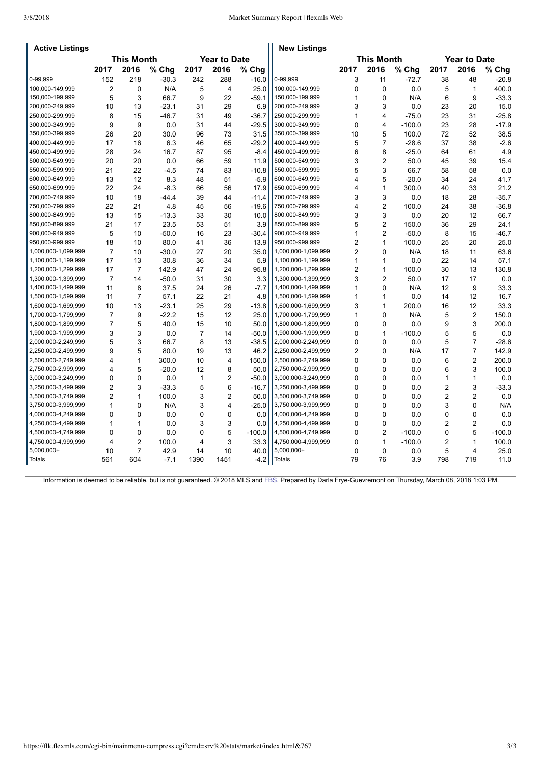## Active Listings

| | This Month | | | Year to Date | | |
|---|---|---|---|---|---|---|
| | 2017 | 2016 | % Chg | 2017 | 2016 | % Chg |
| 0-99,999 | 152 | 218 | -30.3 | 242 | 288 | -16.0 |
| 100,000-149,999 | 2 | 0 | N/A | 5 | 4 | 25.0 |
| 150,000-199,999 | 5 | 3 | 66.7 | 9 | 22 | -59.1 |
| 200,000-249,999 | 10 | 13 | -23.1 | 31 | 29 | 6.9 |
| 250,000-299,999 | 8 | 15 | -46.7 | 31 | 49 | -36.7 |
| 300,000-349,999 | 9 | 9 | 0.0 | 31 | 44 | -29.5 |
| 350,000-399,999 | 26 | 20 | 30.0 | 96 | 73 | 31.5 |
| 400,000-449,999 | 17 | 16 | 6.3 | 46 | 65 | -29.2 |
| 450,000-499,999 | 28 | 24 | 16.7 | 87 | 95 | -8.4 |
| 500,000-549,999 | 20 | 20 | 0.0 | 66 | 59 | 11.9 |
| 550,000-599,999 | 21 | 22 | -4.5 | 74 | 83 | -10.8 |
| 600,000-649,999 | 13 | 12 | 8.3 | 48 | 51 | -5.9 |
| 650,000-699,999 | 22 | 24 | -8.3 | 66 | 56 | 17.9 |
| 700,000-749,999 | 10 | 18 | -44.4 | 39 | 44 | -11.4 |
| 750,000-799,999 | 22 | 21 | 4.8 | 45 | 56 | -19.6 |
| 800,000-849,999 | 13 | 15 | -13.3 | 33 | 30 | 10.0 |
| 850,000-899,999 | 21 | 17 | 23.5 | 53 | 51 | 3.9 |
| 900,000-949,999 | 5 | 10 | -50.0 | 16 | 23 | -30.4 |
| 950,000-999,999 | 18 | 10 | 80.0 | 41 | 36 | 13.9 |
| 1,000,000-1,099,999 | 7 | 10 | -30.0 | 27 | 20 | 35.0 |
| 1,100,000-1,199,999 | 17 | 13 | 30.8 | 36 | 34 | 5.9 |
| 1,200,000-1,299,999 | 17 | 7 | 142.9 | 47 | 24 | 95.8 |
| 1,300,000-1,399,999 | 7 | 14 | -50.0 | 31 | 30 | 3.3 |
| 1,400,000-1,499,999 | 11 | 8 | 37.5 | 24 | 26 | -7.7 |
| 1,500,000-1,599,999 | 11 | 7 | 57.1 | 22 | 21 | 4.8 |
| 1,600,000-1,699,999 | 10 | 13 | -23.1 | 25 | 29 | -13.8 |
| 1,700,000-1,799,999 | 7 | 9 | -22.2 | 15 | 12 | 25.0 |
| 1,800,000-1,899,999 | 7 | 5 | 40.0 | 15 | 10 | 50.0 |
| 1,900,000-1,999,999 | 3 | 3 | 0.0 | 7 | 14 | -50.0 |
| 2,000,000-2,249,999 | 5 | 3 | 66.7 | 8 | 13 | -38.5 |
| 2,250,000-2,499,999 | 9 | 5 | 80.0 | 19 | 13 | 46.2 |
| 2,500,000-2,749,999 | 4 | 1 | 300.0 | 10 | 4 | 150.0 |
| 2,750,000-2,999,999 | 4 | 5 | -20.0 | 12 | 8 | 50.0 |
| 3,000,000-3,249,999 | 0 | 0 | 0.0 | 1 | 2 | -50.0 |
| 3,250,000-3,499,999 | 2 | 3 | -33.3 | 5 | 6 | -16.7 |
| 3,500,000-3,749,999 | 2 | 1 | 100.0 | 3 | 2 | 50.0 |
| 3,750,000-3,999,999 | 1 | 0 | N/A | 3 | 4 | -25.0 |
| 4,000,000-4,249,999 | 0 | 0 | 0.0 | 0 | 0 | 0.0 |
| 4,250,000-4,499,999 | 1 | 1 | 0.0 | 3 | 3 | 0.0 |
| 4,500,000-4,749,999 | 0 | 0 | 0.0 | 0 | 5 | -100.0 |
| 4,750,000-4,999,999 | 4 | 2 | 100.0 | 4 | 3 | 33.3 |
| 5,000,000+ | 10 | 7 | 42.9 | 14 | 10 | 40.0 |
| Totals | 561 | 604 | -7.1 | 1390 | 1451 | -4.2 |

## New Listings

| | This Month | | | Year to Date | | |
|---|---|---|---|---|---|---|
| | 2017 | 2016 | % Chg | 2017 | 2016 | % Chg |
| 0-99,999 | 3 | 11 | -72.7 | 38 | 48 | -20.8 |
| 100,000-149,999 | 0 | 0 | 0.0 | 5 | 1 | 400.0 |
| 150,000-199,999 | 1 | 0 | N/A | 6 | 9 | -33.3 |
| 200,000-249,999 | 3 | 3 | 0.0 | 23 | 20 | 15.0 |
| 250,000-299,999 | 1 | 4 | -75.0 | 23 | 31 | -25.8 |
| 300,000-349,999 | 0 | 4 | -100.0 | 23 | 28 | -17.9 |
| 350,000-399,999 | 10 | 5 | 100.0 | 72 | 52 | 38.5 |
| 400,000-449,999 | 5 | 7 | -28.6 | 37 | 38 | -2.6 |
| 450,000-499,999 | 6 | 8 | -25.0 | 64 | 61 | 4.9 |
| 500,000-549,999 | 3 | 2 | 50.0 | 45 | 39 | 15.4 |
| 550,000-599,999 | 5 | 3 | 66.7 | 58 | 58 | 0.0 |
| 600,000-649,999 | 4 | 5 | -20.0 | 34 | 24 | 41.7 |
| 650,000-699,999 | 4 | 1 | 300.0 | 40 | 33 | 21.2 |
| 700,000-749,999 | 3 | 3 | 0.0 | 18 | 28 | -35.7 |
| 750,000-799,999 | 4 | 2 | 100.0 | 24 | 38 | -36.8 |
| 800,000-849,999 | 3 | 3 | 0.0 | 20 | 12 | 66.7 |
| 850,000-899,999 | 5 | 2 | 150.0 | 36 | 29 | 24.1 |
| 900,000-949,999 | 1 | 2 | -50.0 | 8 | 15 | -46.7 |
| 950,000-999,999 | 2 | 1 | 100.0 | 25 | 20 | 25.0 |
| 1,000,000-1,099,999 | 2 | 0 | N/A | 18 | 11 | 63.6 |
| 1,100,000-1,199,999 | 1 | 1 | 0.0 | 22 | 14 | 57.1 |
| 1,200,000-1,299,999 | 2 | 1 | 100.0 | 30 | 13 | 130.8 |
| 1,300,000-1,399,999 | 3 | 2 | 50.0 | 17 | 17 | 0.0 |
| 1,400,000-1,499,999 | 1 | 0 | N/A | 12 | 9 | 33.3 |
| 1,500,000-1,599,999 | 1 | 1 | 0.0 | 14 | 12 | 16.7 |
| 1,600,000-1,699,999 | 3 | 1 | 200.0 | 16 | 12 | 33.3 |
| 1,700,000-1,799,999 | 1 | 0 | N/A | 5 | 2 | 150.0 |
| 1,800,000-1,899,999 | 0 | 0 | 0.0 | 9 | 3 | 200.0 |
| 1,900,000-1,999,999 | 0 | 1 | -100.0 | 5 | 5 | 0.0 |
| 2,000,000-2,249,999 | 0 | 0 | 0.0 | 5 | 7 | -28.6 |
| 2,250,000-2,499,999 | 2 | 0 | N/A | 17 | 7 | 142.9 |
| 2,500,000-2,749,999 | 0 | 0 | 0.0 | 6 | 2 | 200.0 |
| 2,750,000-2,999,999 | 0 | 0 | 0.0 | 6 | 3 | 100.0 |
| 3,000,000-3,249,999 | 0 | 0 | 0.0 | 1 | 1 | 0.0 |
| 3,250,000-3,499,999 | 0 | 0 | 0.0 | 2 | 3 | -33.3 |
| 3,500,000-3,749,999 | 0 | 0 | 0.0 | 2 | 2 | 0.0 |
| 3,750,000-3,999,999 | 0 | 0 | 0.0 | 3 | 0 | N/A |
| 4,000,000-4,249,999 | 0 | 0 | 0.0 | 0 | 0 | 0.0 |
| 4,250,000-4,499,999 | 0 | 0 | 0.0 | 2 | 2 | 0.0 |
| 4,500,000-4,749,999 | 0 | 2 | -100.0 | 0 | 5 | -100.0 |
| 4,750,000-4,999,999 | 0 | 1 | -100.0 | 2 | 1 | 100.0 |
| 5,000,000+ | 0 | 0 | 0.0 | 5 | 4 | 25.0 |
| Totals | 79 | 76 | 3.9 | 798 | 719 | 11.0 |

Information is deemed to be reliable, but is not guaranteed. © 2018 MLS and FBS. Prepared by Darla Frye-Guevremont on Thursday, March 08, 2018 1:03 PM.